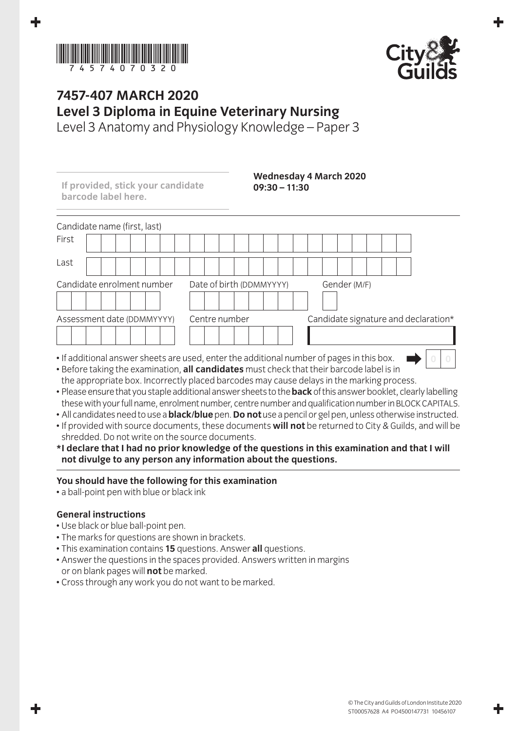# 7457-407 MARCH 2020

## Level 3 Diploma in Equine Veterinary Nursing

Level 3 Anatomy and Physiology Knowledge – Paper 3

**If provided, stick your candidate barcode label here.**

**Wednesday 4 March 2020**
**09:30 – 11:30**

Candidate name (first, last)

First

Last

Candidate enrolment number

Date of birth (DDMMYYYY)

Gender (M/F)

Assessment date (DDMMYYYY)

Centre number

Candidate signature and declaration*

- If additional answer sheets are used, enter the additional number of pages in this box.
- Before taking the examination, **all candidates** must check that their barcode label is in the appropriate box. Incorrectly placed barcodes may cause delays in the marking process.
- Please ensure that you staple additional answer sheets to the **back** of this answer booklet, clearly labelling these with your full name, enrolment number, centre number and qualification number in BLOCK CAPITALS.
- All candidates need to use a **black/blue** pen. **Do not** use a pencil or gel pen, unless otherwise instructed.
- If provided with source documents, these documents **will not** be returned to City & Guilds, and will be shredded. Do not write on the source documents.

**\*I declare that I had no prior knowledge of the questions in this examination and that I will not divulge to any person any information about the questions.**

### You should have the following for this examination

- a ball-point pen with blue or black ink

### General instructions

- Use black or blue ball-point pen.
- The marks for questions are shown in brackets.
- This examination contains **15** questions. Answer **all** questions.
- Answer the questions in the spaces provided. Answers written in margins or on blank pages will **not** be marked.
- Cross through any work you do not want to be marked.

© The City and Guilds of London Institute 2020
ST00057628 A4 PO4500147731 10456107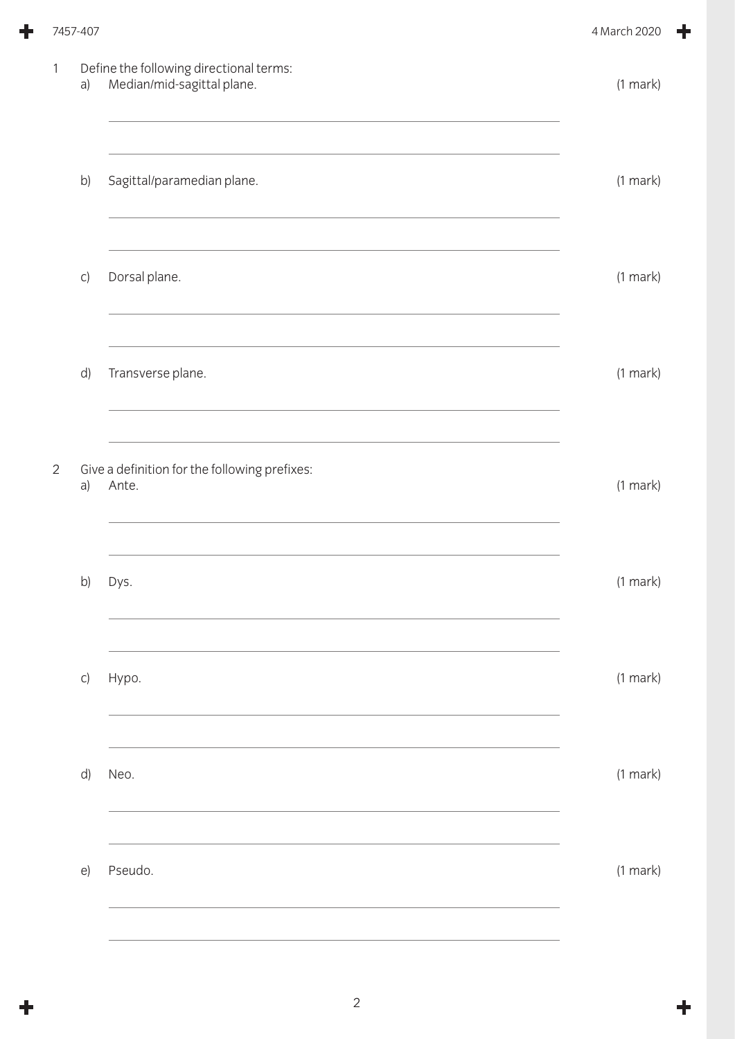1 Define the following directional terms:

a) Median/mid-sagittal plane. (1 mark)

b) Sagittal/paramedian plane. (1 mark)

c) Dorsal plane. (1 mark)

d) Transverse plane. (1 mark)

2 Give a definition for the following prefixes:

a) Ante. (1 mark)

b) Dys. (1 mark)

c) Hypo. (1 mark)

d) Neo. (1 mark)

e) Pseudo. (1 mark)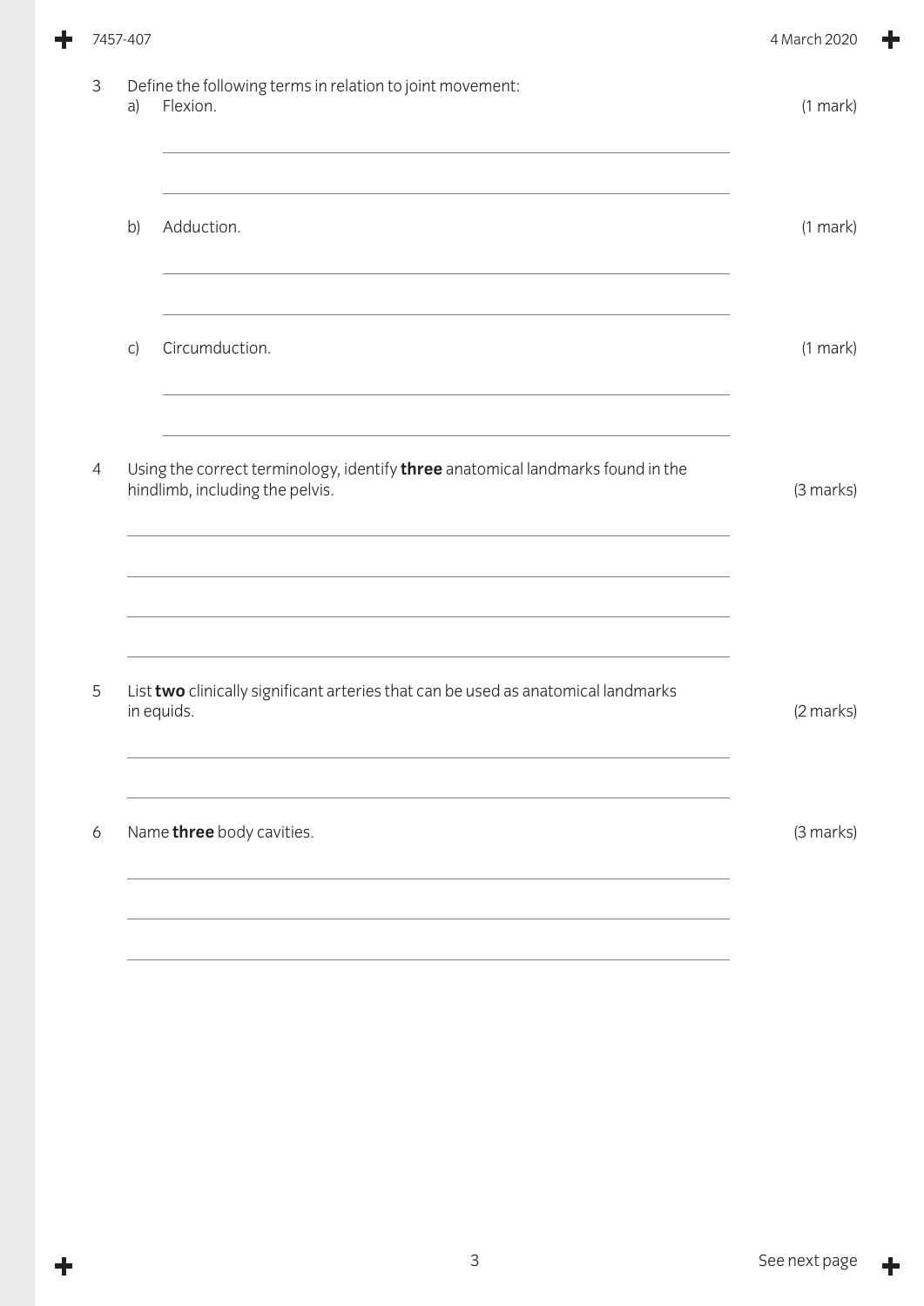3 Define the following terms in relation to joint movement:

a) Flexion. (1 mark)

b) Adduction. (1 mark)

c) Circumduction. (1 mark)

4 Using the correct terminology, identify **three** anatomical landmarks found in the hindlimb, including the pelvis. (3 marks)

5 List **two** clinically significant arteries that can be used as anatomical landmarks in equids. (2 marks)

6 Name **three** body cavities. (3 marks)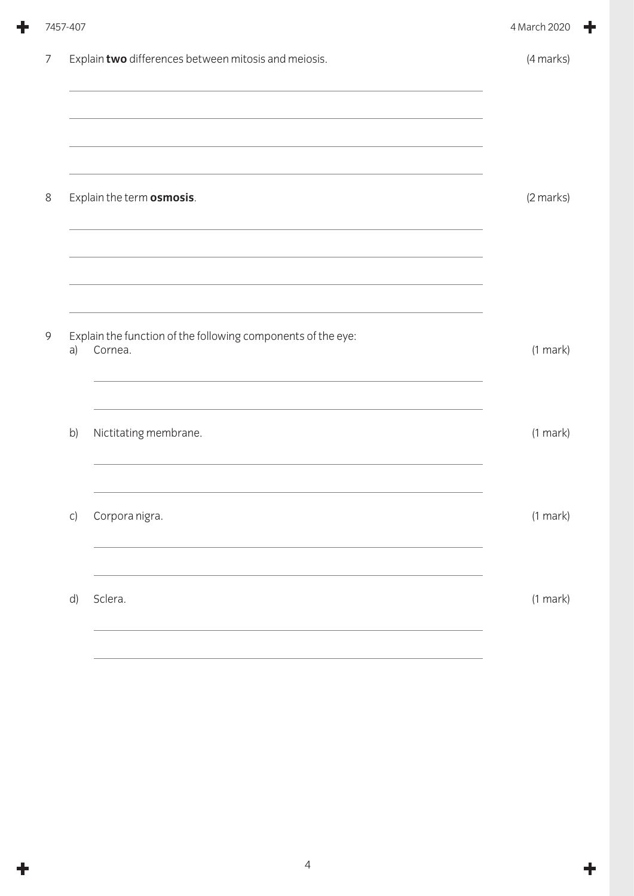7 Explain **two** differences between mitosis and meiosis. (4 marks)

8 Explain the term **osmosis**. (2 marks)

9 Explain the function of the following components of the eye:

a) Cornea. (1 mark)

b) Nictitating membrane. (1 mark)

c) Corpora nigra. (1 mark)

d) Sclera. (1 mark)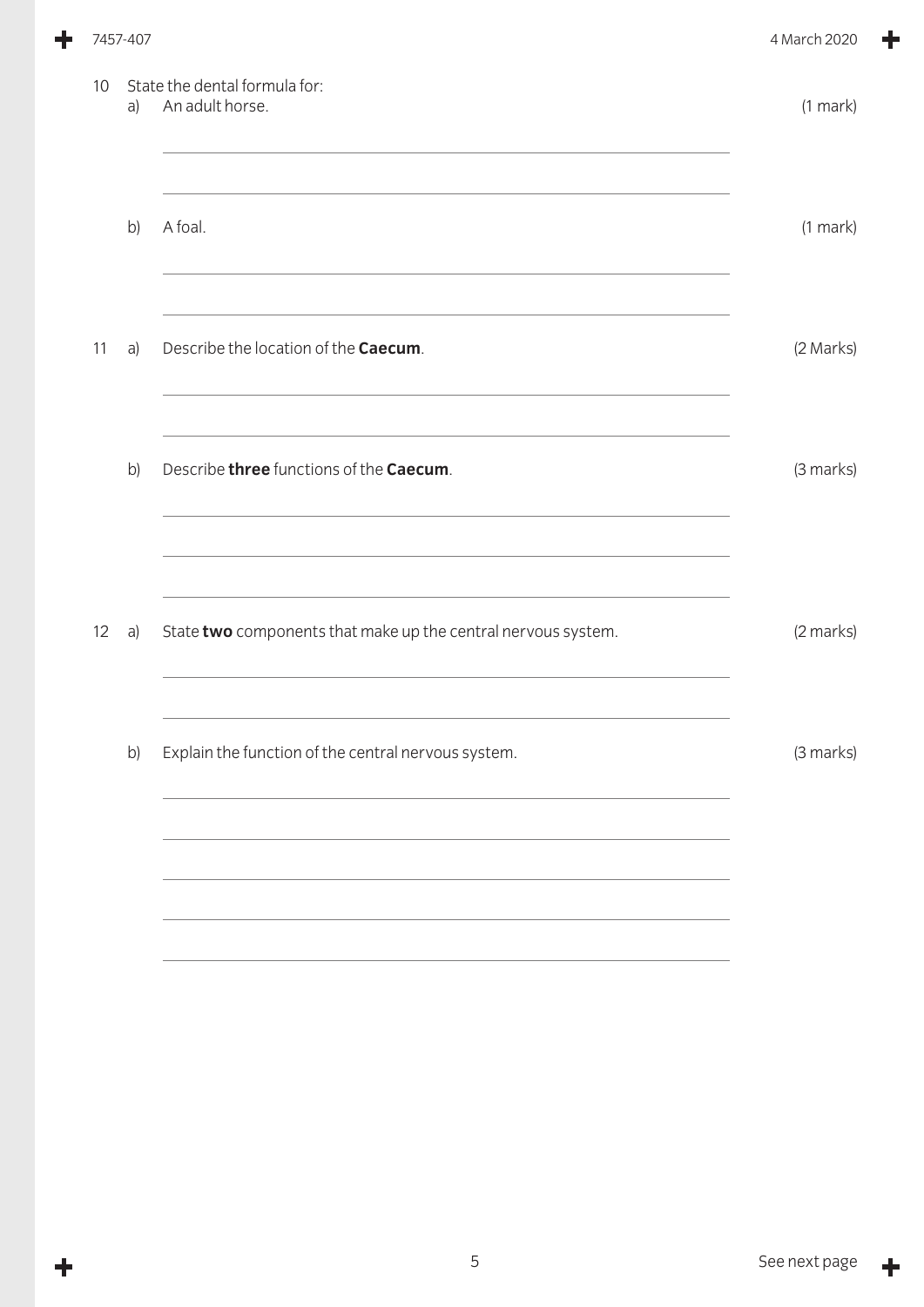10 State the dental formula for:

a) An adult horse. (1 mark)

b) A foal. (1 mark)

11 a) Describe the location of the **Caecum**. (2 Marks)

b) Describe **three** functions of the **Caecum**. (3 marks)

12 a) State **two** components that make up the central nervous system. (2 marks)

b) Explain the function of the central nervous system. (3 marks)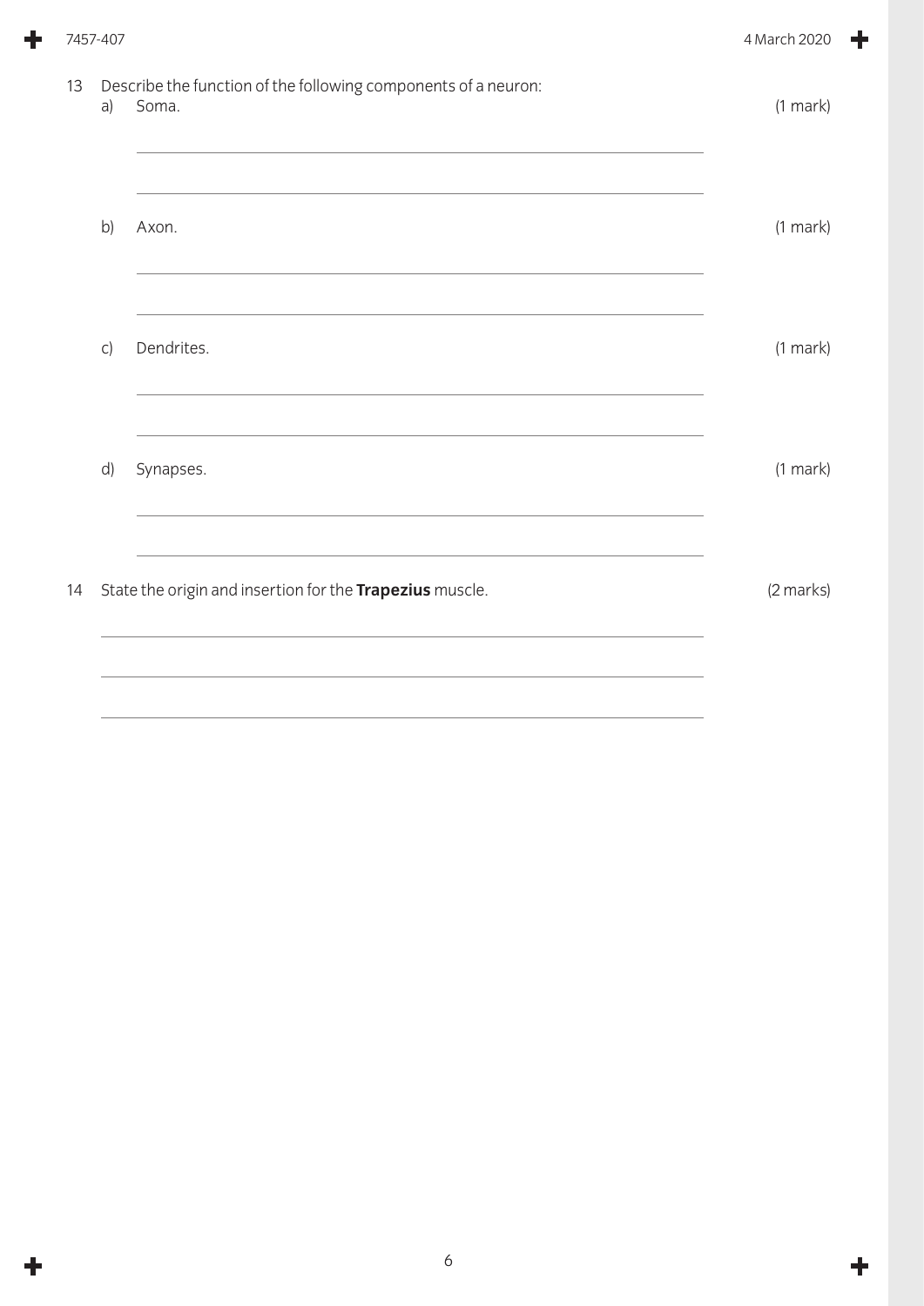13 Describe the function of the following components of a neuron:

a) Soma. (1 mark)

b) Axon. (1 mark)

c) Dendrites. (1 mark)

d) Synapses. (1 mark)

14 State the origin and insertion for the **Trapezius** muscle. (2 marks)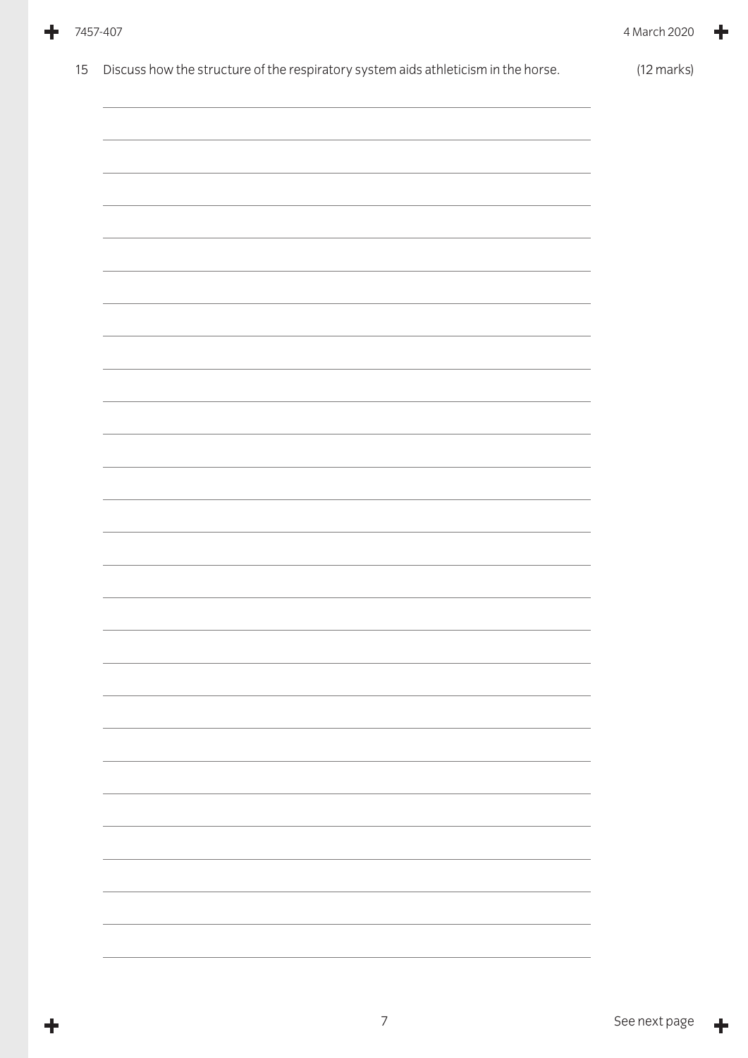15 Discuss how the structure of the respiratory system aids athleticism in the horse. (12 marks)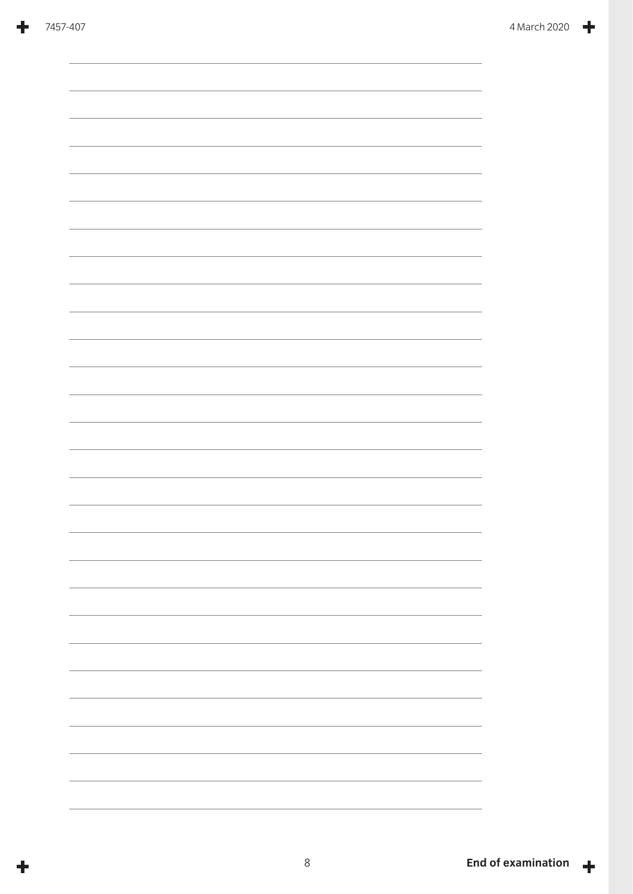**End of examination**